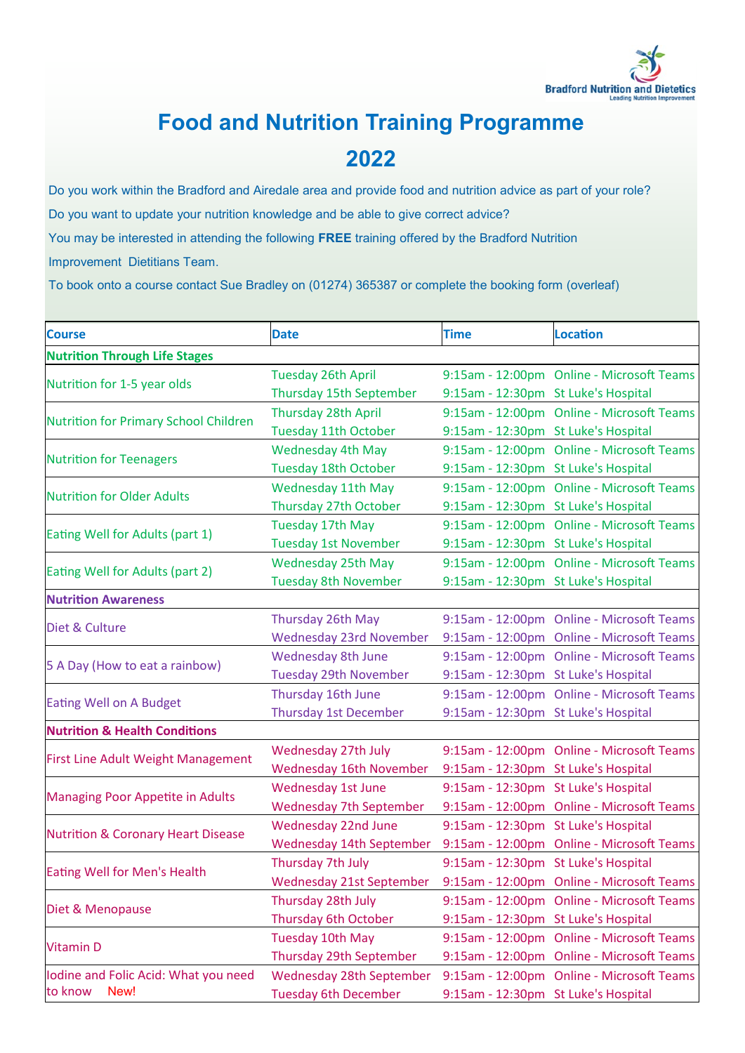Bradford Nutrition and Dietetics
Leading Nutrition Improvement

# Food and Nutrition Training Programme

# 2022

Do you work within the Bradford and Airedale area and provide food and nutrition advice as part of your role?

Do you want to update your nutrition knowledge and be able to give correct advice?

You may be interested in attending the following **FREE** training offered by the Bradford Nutrition Improvement Dietitians Team.

To book onto a course contact Sue Bradley on (01274) 365387 or complete the booking form (overleaf)

| Course | Date | Time | Location |
|---|---|---|---|
| **Nutrition Through Life Stages** | | | |
| Nutrition for 1-5 year olds | Tuesday 26th April | 9:15am - 12:00pm | Online - Microsoft Teams |
| | Thursday 15th September | 9:15am - 12:30pm | St Luke's Hospital |
| Nutrition for Primary School Children | Thursday 28th April | 9:15am - 12:00pm | Online - Microsoft Teams |
| | Tuesday 11th October | 9:15am - 12:30pm | St Luke's Hospital |
| Nutrition for Teenagers | Wednesday 4th May | 9:15am - 12:00pm | Online - Microsoft Teams |
| | Tuesday 18th October | 9:15am - 12:30pm | St Luke's Hospital |
| Nutrition for Older Adults | Wednesday 11th May | 9:15am - 12:00pm | Online - Microsoft Teams |
| | Thursday 27th October | 9:15am - 12:30pm | St Luke's Hospital |
| Eating Well for Adults (part 1) | Tuesday 17th May | 9:15am - 12:00pm | Online - Microsoft Teams |
| | Tuesday 1st November | 9:15am - 12:30pm | St Luke's Hospital |
| Eating Well for Adults (part 2) | Wednesday 25th May | 9:15am - 12:00pm | Online - Microsoft Teams |
| | Tuesday 8th November | 9:15am - 12:30pm | St Luke's Hospital |
| **Nutrition Awareness** | | | |
| Diet & Culture | Thursday 26th May | 9:15am - 12:00pm | Online - Microsoft Teams |
| | Wednesday 23rd November | 9:15am - 12:00pm | Online - Microsoft Teams |
| 5 A Day (How to eat a rainbow) | Wednesday 8th June | 9:15am - 12:00pm | Online - Microsoft Teams |
| | Tuesday 29th November | 9:15am - 12:30pm | St Luke's Hospital |
| Eating Well on A Budget | Thursday 16th June | 9:15am - 12:00pm | Online - Microsoft Teams |
| | Thursday 1st December | 9:15am - 12:30pm | St Luke's Hospital |
| **Nutrition & Health Conditions** | | | |
| First Line Adult Weight Management | Wednesday 27th July | 9:15am - 12:00pm | Online - Microsoft Teams |
| | Wednesday 16th November | 9:15am - 12:30pm | St Luke's Hospital |
| Managing Poor Appetite in Adults | Wednesday 1st June | 9:15am - 12:30pm | St Luke's Hospital |
| | Wednesday 7th September | 9:15am - 12:00pm | Online - Microsoft Teams |
| Nutrition & Coronary Heart Disease | Wednesday 22nd June | 9:15am - 12:30pm | St Luke's Hospital |
| | Wednesday 14th September | 9:15am - 12:00pm | Online - Microsoft Teams |
| Eating Well for Men's Health | Thursday 7th July | 9:15am - 12:30pm | St Luke's Hospital |
| | Wednesday 21st September | 9:15am - 12:00pm | Online - Microsoft Teams |
| Diet & Menopause | Thursday 28th July | 9:15am - 12:00pm | Online - Microsoft Teams |
| | Thursday 6th October | 9:15am - 12:30pm | St Luke's Hospital |
| Vitamin D | Tuesday 10th May | 9:15am - 12:00pm | Online - Microsoft Teams |
| | Thursday 29th September | 9:15am - 12:00pm | Online - Microsoft Teams |
| Iodine and Folic Acid: What you need to know New! | Wednesday 28th September | 9:15am - 12:00pm | Online - Microsoft Teams |
| | Tuesday 6th December | 9:15am - 12:30pm | St Luke's Hospital |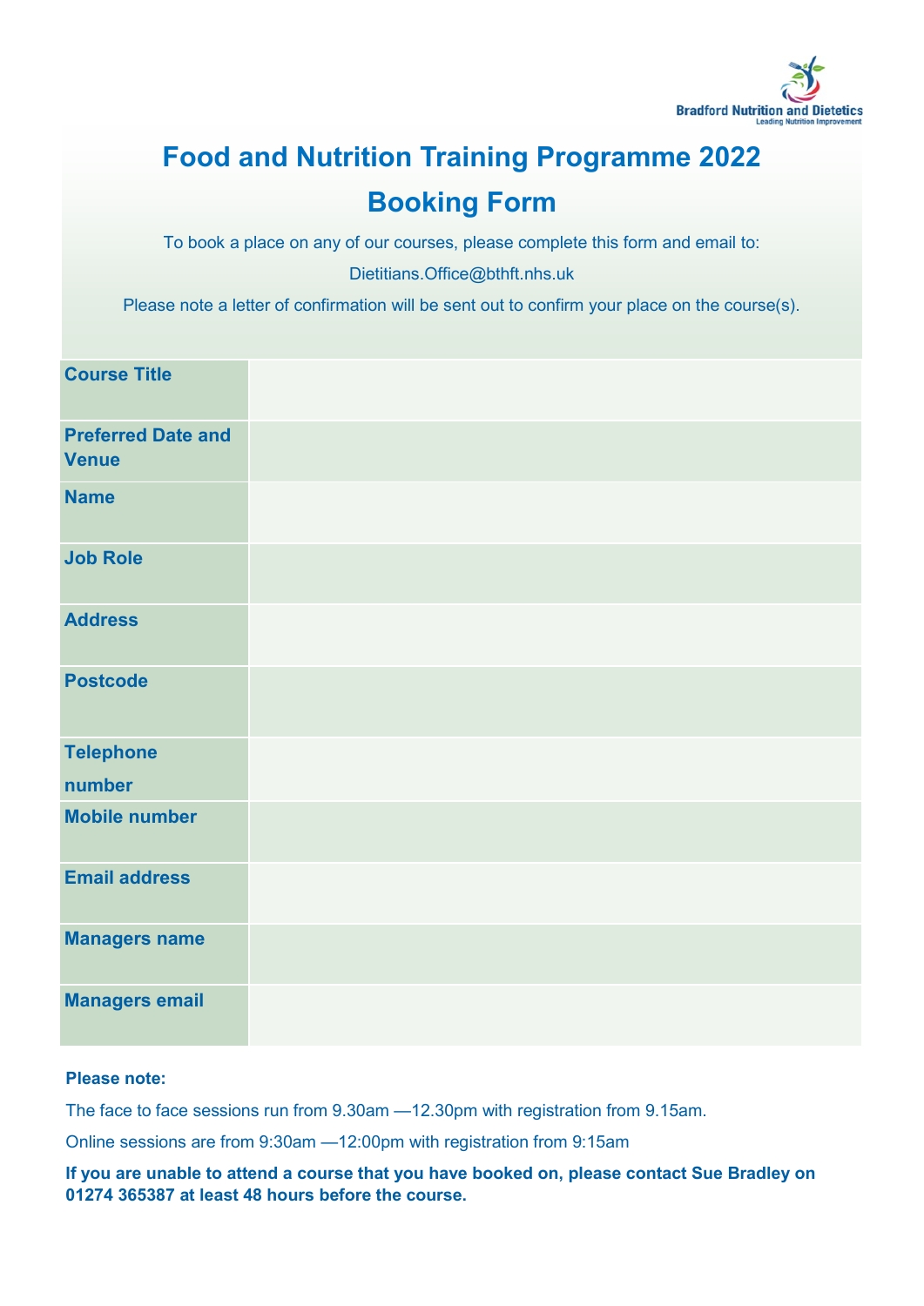Bradford Nutrition and Dietetics
Leading Nutrition Improvement

# Food and Nutrition Training Programme 2022

# Booking Form

To book a place on any of our courses, please complete this form and email to:

Dietitians.Office@bthft.nhs.uk

Please note a letter of confirmation will be sent out to confirm your place on the course(s).

| | |
|---|---|
| **Course Title** | |
| **Preferred Date and Venue** | |
| **Name** | |
| **Job Role** | |
| **Address** | |
| **Postcode** | |
| **Telephone number** | |
| **Mobile number** | |
| **Email address** | |
| **Managers name** | |
| **Managers email** | |

**Please note:**

The face to face sessions run from 9.30am —12.30pm with registration from 9.15am.

Online sessions are from 9:30am —12:00pm with registration from 9:15am

**If you are unable to attend a course that you have booked on, please contact Sue Bradley on 01274 365387 at least 48 hours before the course.**